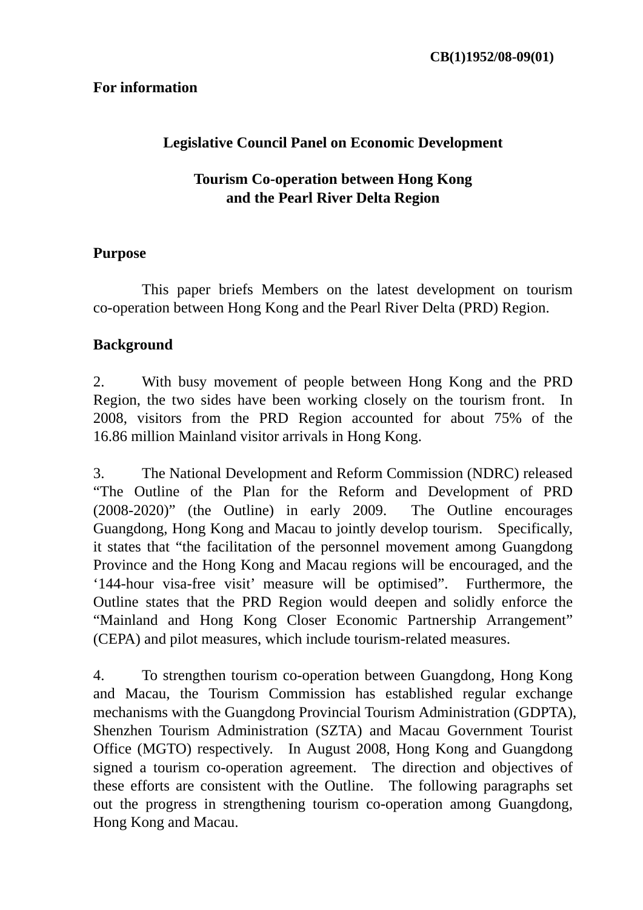**CB(1)1952/08-09(01)**

**For information**

**Legislative Council Panel on Economic Development**

**Tourism Co-operation between Hong Kong and the Pearl River Delta Region**

**Purpose**

This paper briefs Members on the latest development on tourism co-operation between Hong Kong and the Pearl River Delta (PRD) Region.

**Background**

2. With busy movement of people between Hong Kong and the PRD Region, the two sides have been working closely on the tourism front. In 2008, visitors from the PRD Region accounted for about 75% of the 16.86 million Mainland visitor arrivals in Hong Kong.

3. The National Development and Reform Commission (NDRC) released "The Outline of the Plan for the Reform and Development of PRD (2008-2020)" (the Outline) in early 2009. The Outline encourages Guangdong, Hong Kong and Macau to jointly develop tourism. Specifically, it states that "the facilitation of the personnel movement among Guangdong Province and the Hong Kong and Macau regions will be encouraged, and the '144-hour visa-free visit' measure will be optimised". Furthermore, the Outline states that the PRD Region would deepen and solidly enforce the "Mainland and Hong Kong Closer Economic Partnership Arrangement" (CEPA) and pilot measures, which include tourism-related measures.

4. To strengthen tourism co-operation between Guangdong, Hong Kong and Macau, the Tourism Commission has established regular exchange mechanisms with the Guangdong Provincial Tourism Administration (GDPTA), Shenzhen Tourism Administration (SZTA) and Macau Government Tourist Office (MGTO) respectively. In August 2008, Hong Kong and Guangdong signed a tourism co-operation agreement. The direction and objectives of these efforts are consistent with the Outline. The following paragraphs set out the progress in strengthening tourism co-operation among Guangdong, Hong Kong and Macau.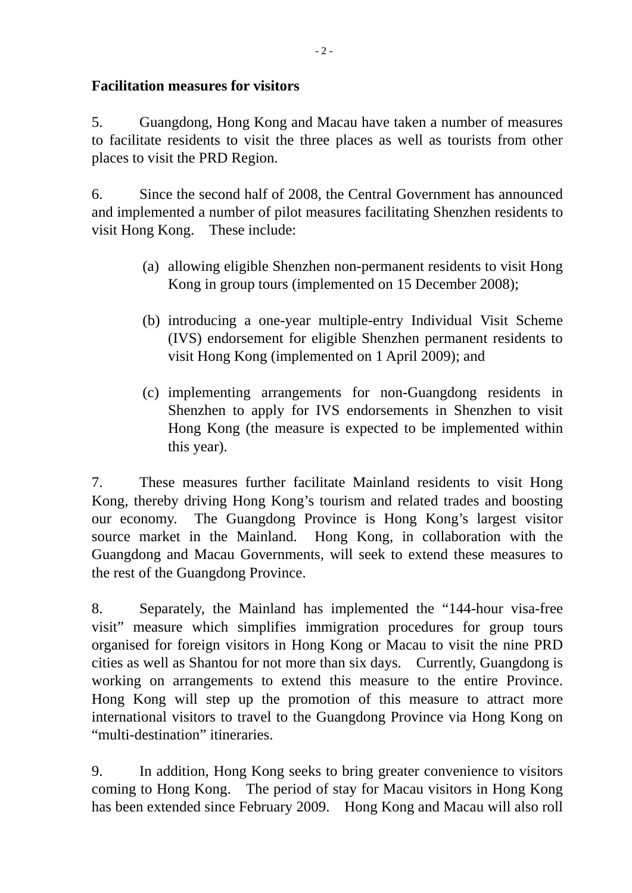**Facilitation measures for visitors**

5. Guangdong, Hong Kong and Macau have taken a number of measures to facilitate residents to visit the three places as well as tourists from other places to visit the PRD Region.

6. Since the second half of 2008, the Central Government has announced and implemented a number of pilot measures facilitating Shenzhen residents to visit Hong Kong. These include:

(a) allowing eligible Shenzhen non-permanent residents to visit Hong Kong in group tours (implemented on 15 December 2008);

(b) introducing a one-year multiple-entry Individual Visit Scheme (IVS) endorsement for eligible Shenzhen permanent residents to visit Hong Kong (implemented on 1 April 2009); and

(c) implementing arrangements for non-Guangdong residents in Shenzhen to apply for IVS endorsements in Shenzhen to visit Hong Kong (the measure is expected to be implemented within this year).

7. These measures further facilitate Mainland residents to visit Hong Kong, thereby driving Hong Kong's tourism and related trades and boosting our economy. The Guangdong Province is Hong Kong's largest visitor source market in the Mainland. Hong Kong, in collaboration with the Guangdong and Macau Governments, will seek to extend these measures to the rest of the Guangdong Province.

8. Separately, the Mainland has implemented the "144-hour visa-free visit" measure which simplifies immigration procedures for group tours organised for foreign visitors in Hong Kong or Macau to visit the nine PRD cities as well as Shantou for not more than six days. Currently, Guangdong is working on arrangements to extend this measure to the entire Province. Hong Kong will step up the promotion of this measure to attract more international visitors to travel to the Guangdong Province via Hong Kong on "multi-destination" itineraries.

9. In addition, Hong Kong seeks to bring greater convenience to visitors coming to Hong Kong. The period of stay for Macau visitors in Hong Kong has been extended since February 2009. Hong Kong and Macau will also roll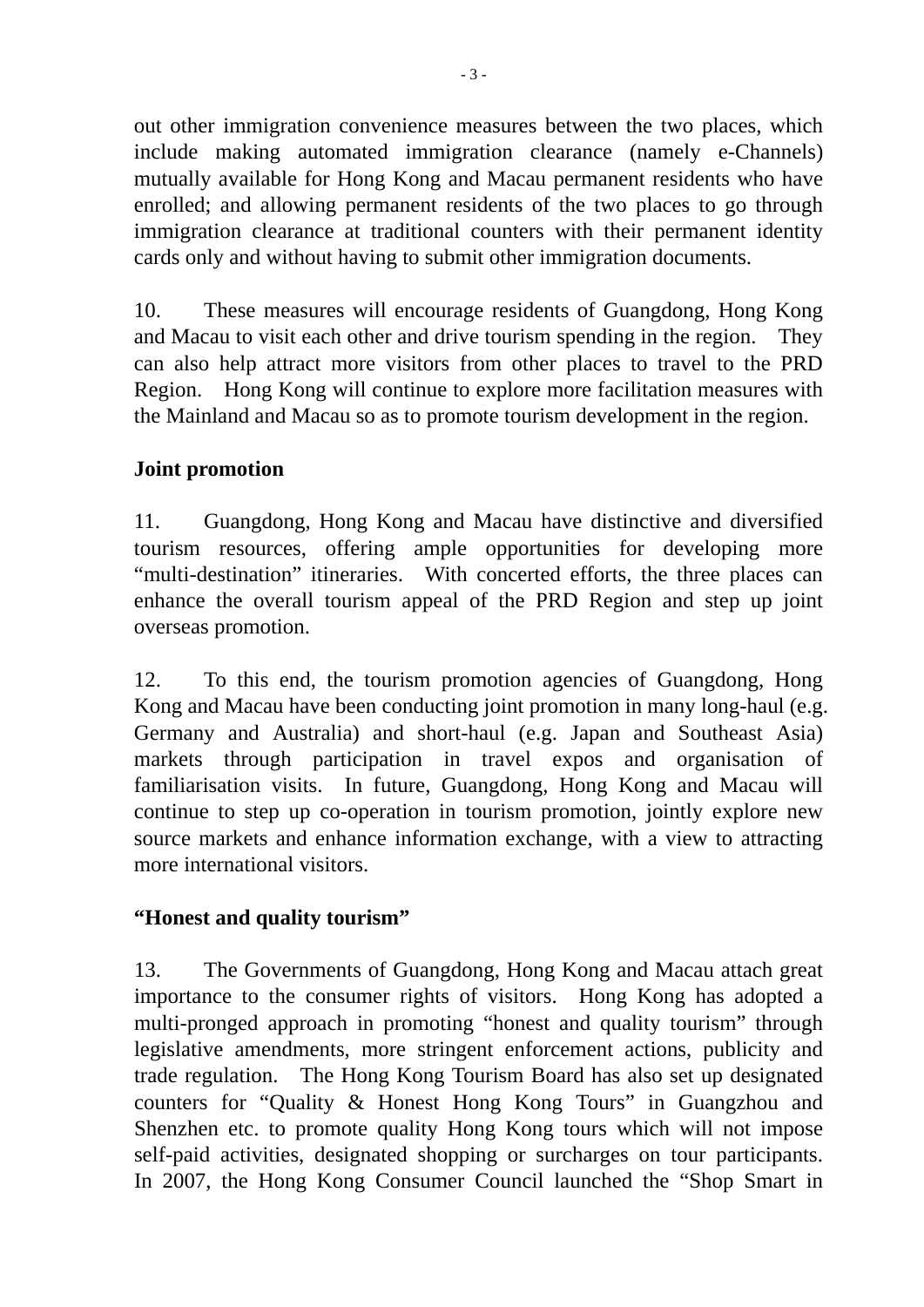out other immigration convenience measures between the two places, which include making automated immigration clearance (namely e-Channels) mutually available for Hong Kong and Macau permanent residents who have enrolled; and allowing permanent residents of the two places to go through immigration clearance at traditional counters with their permanent identity cards only and without having to submit other immigration documents.

10. These measures will encourage residents of Guangdong, Hong Kong and Macau to visit each other and drive tourism spending in the region. They can also help attract more visitors from other places to travel to the PRD Region. Hong Kong will continue to explore more facilitation measures with the Mainland and Macau so as to promote tourism development in the region.

**Joint promotion**

11. Guangdong, Hong Kong and Macau have distinctive and diversified tourism resources, offering ample opportunities for developing more "multi-destination" itineraries. With concerted efforts, the three places can enhance the overall tourism appeal of the PRD Region and step up joint overseas promotion.

12. To this end, the tourism promotion agencies of Guangdong, Hong Kong and Macau have been conducting joint promotion in many long-haul (e.g. Germany and Australia) and short-haul (e.g. Japan and Southeast Asia) markets through participation in travel expos and organisation of familiarisation visits. In future, Guangdong, Hong Kong and Macau will continue to step up co-operation in tourism promotion, jointly explore new source markets and enhance information exchange, with a view to attracting more international visitors.

**"Honest and quality tourism"**

13. The Governments of Guangdong, Hong Kong and Macau attach great importance to the consumer rights of visitors. Hong Kong has adopted a multi-pronged approach in promoting "honest and quality tourism" through legislative amendments, more stringent enforcement actions, publicity and trade regulation. The Hong Kong Tourism Board has also set up designated counters for "Quality & Honest Hong Kong Tours" in Guangzhou and Shenzhen etc. to promote quality Hong Kong tours which will not impose self-paid activities, designated shopping or surcharges on tour participants. In 2007, the Hong Kong Consumer Council launched the "Shop Smart in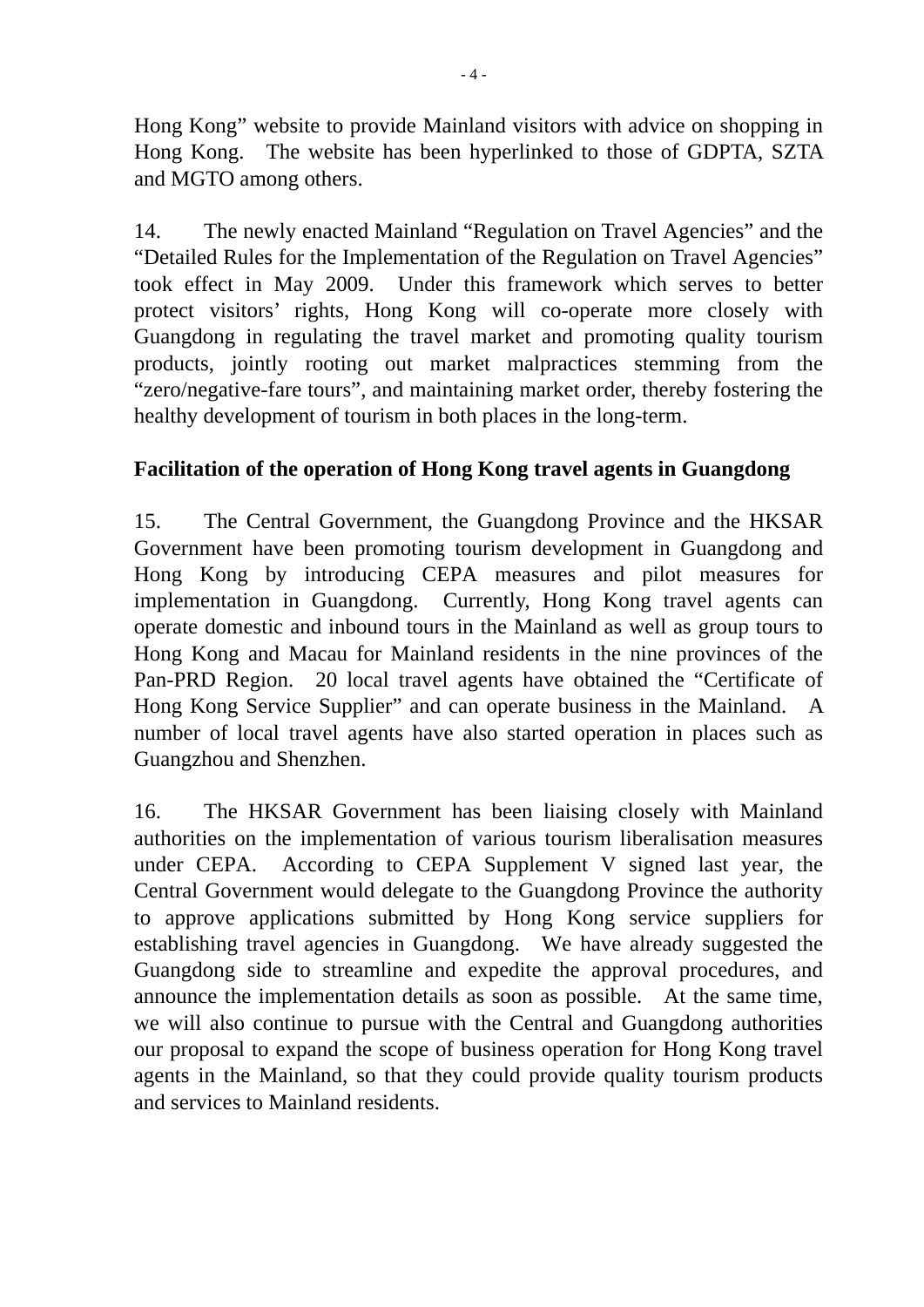Hong Kong" website to provide Mainland visitors with advice on shopping in Hong Kong. The website has been hyperlinked to those of GDPTA, SZTA and MGTO among others.

14. The newly enacted Mainland "Regulation on Travel Agencies" and the "Detailed Rules for the Implementation of the Regulation on Travel Agencies" took effect in May 2009. Under this framework which serves to better protect visitors' rights, Hong Kong will co-operate more closely with Guangdong in regulating the travel market and promoting quality tourism products, jointly rooting out market malpractices stemming from the "zero/negative-fare tours", and maintaining market order, thereby fostering the healthy development of tourism in both places in the long-term.

**Facilitation of the operation of Hong Kong travel agents in Guangdong**

15. The Central Government, the Guangdong Province and the HKSAR Government have been promoting tourism development in Guangdong and Hong Kong by introducing CEPA measures and pilot measures for implementation in Guangdong. Currently, Hong Kong travel agents can operate domestic and inbound tours in the Mainland as well as group tours to Hong Kong and Macau for Mainland residents in the nine provinces of the Pan-PRD Region. 20 local travel agents have obtained the "Certificate of Hong Kong Service Supplier" and can operate business in the Mainland. A number of local travel agents have also started operation in places such as Guangzhou and Shenzhen.

16. The HKSAR Government has been liaising closely with Mainland authorities on the implementation of various tourism liberalisation measures under CEPA. According to CEPA Supplement V signed last year, the Central Government would delegate to the Guangdong Province the authority to approve applications submitted by Hong Kong service suppliers for establishing travel agencies in Guangdong. We have already suggested the Guangdong side to streamline and expedite the approval procedures, and announce the implementation details as soon as possible. At the same time, we will also continue to pursue with the Central and Guangdong authorities our proposal to expand the scope of business operation for Hong Kong travel agents in the Mainland, so that they could provide quality tourism products and services to Mainland residents.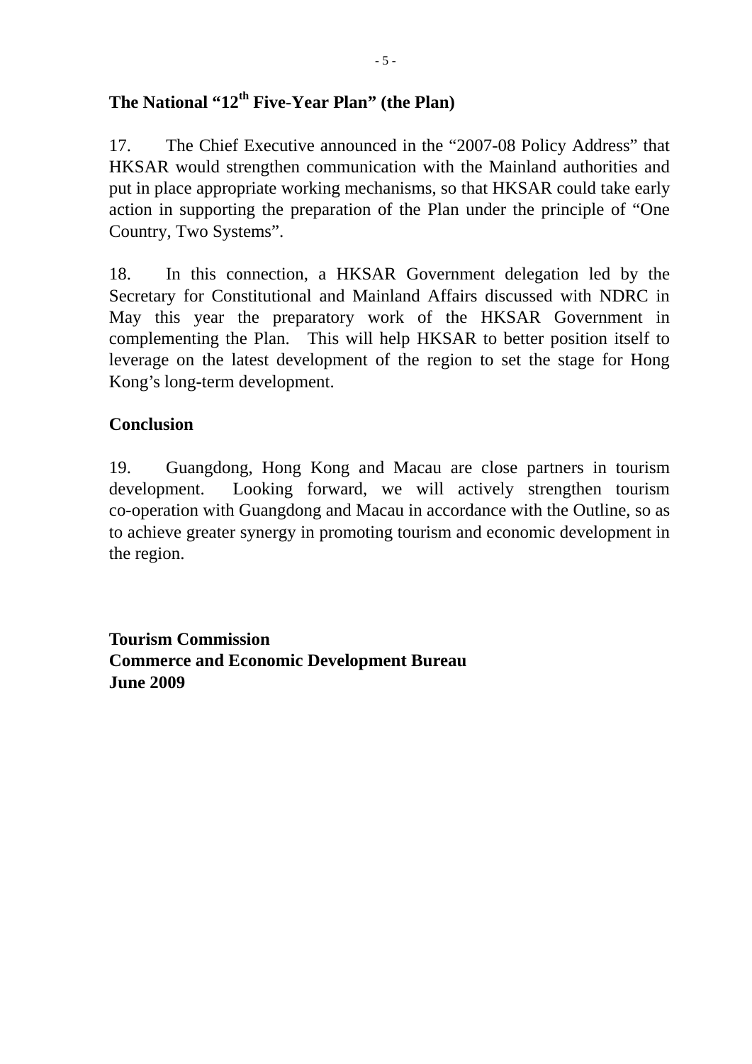## The National "12th Five-Year Plan" (the Plan)

17. The Chief Executive announced in the "2007-08 Policy Address" that HKSAR would strengthen communication with the Mainland authorities and put in place appropriate working mechanisms, so that HKSAR could take early action in supporting the preparation of the Plan under the principle of "One Country, Two Systems".

18. In this connection, a HKSAR Government delegation led by the Secretary for Constitutional and Mainland Affairs discussed with NDRC in May this year the preparatory work of the HKSAR Government in complementing the Plan. This will help HKSAR to better position itself to leverage on the latest development of the region to set the stage for Hong Kong's long-term development.

## Conclusion

19. Guangdong, Hong Kong and Macau are close partners in tourism development. Looking forward, we will actively strengthen tourism co-operation with Guangdong and Macau in accordance with the Outline, so as to achieve greater synergy in promoting tourism and economic development in the region.

**Tourism Commission**
**Commerce and Economic Development Bureau**
**June 2009**